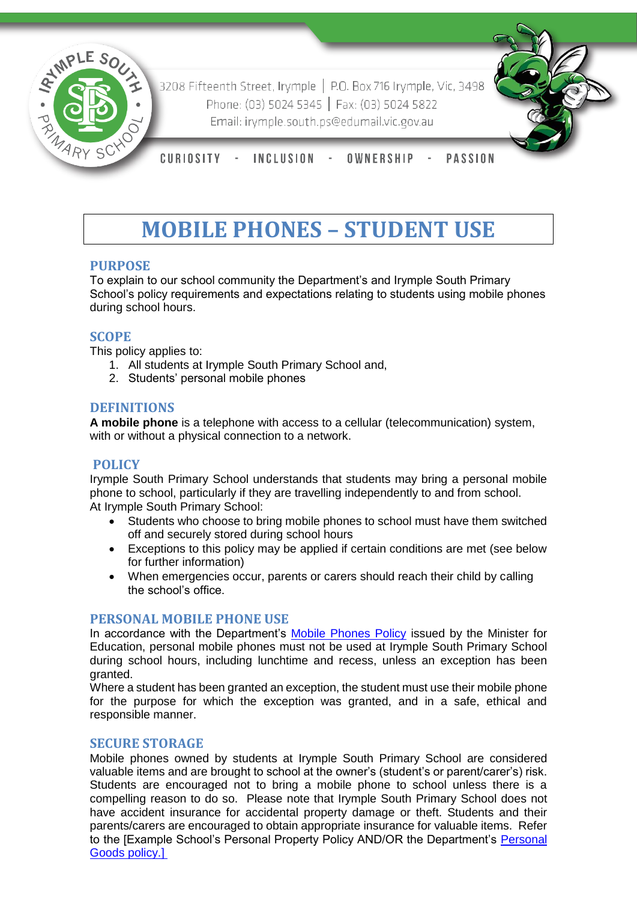3208 Fifteenth Street, Irymple | P.O. Box 716 Irymple, Vic, 3498
Phone: (03) 5024 5345 | Fax: (03) 5024 5822
Email: irymple.south.ps@edumail.vic.gov.au

CURIOSITY - INCLUSION - OWNERSHIP - PASSION

# MOBILE PHONES – STUDENT USE

## PURPOSE

To explain to our school community the Department's and Irymple South Primary School's policy requirements and expectations relating to students using mobile phones during school hours.

## SCOPE

This policy applies to:

1. All students at Irymple South Primary School and,
2. Students' personal mobile phones

## DEFINITIONS

**A mobile phone** is a telephone with access to a cellular (telecommunication) system, with or without a physical connection to a network.

## POLICY

Irymple South Primary School understands that students may bring a personal mobile phone to school, particularly if they are travelling independently to and from school.
At Irymple South Primary School:

- Students who choose to bring mobile phones to school must have them switched off and securely stored during school hours
- Exceptions to this policy may be applied if certain conditions are met (see below for further information)
- When emergencies occur, parents or carers should reach their child by calling the school's office.

## PERSONAL MOBILE PHONE USE

In accordance with the Department's Mobile Phones Policy issued by the Minister for Education, personal mobile phones must not be used at Irymple South Primary School during school hours, including lunchtime and recess, unless an exception has been granted.
Where a student has been granted an exception, the student must use their mobile phone for the purpose for which the exception was granted, and in a safe, ethical and responsible manner.

## SECURE STORAGE

Mobile phones owned by students at Irymple South Primary School are considered valuable items and are brought to school at the owner's (student's or parent/carer's) risk. Students are encouraged not to bring a mobile phone to school unless there is a compelling reason to do so. Please note that Irymple South Primary School does not have accident insurance for accidental property damage or theft. Students and their parents/carers are encouraged to obtain appropriate insurance for valuable items. Refer to the [Example School's Personal Property Policy AND/OR the Department's Personal Goods policy.]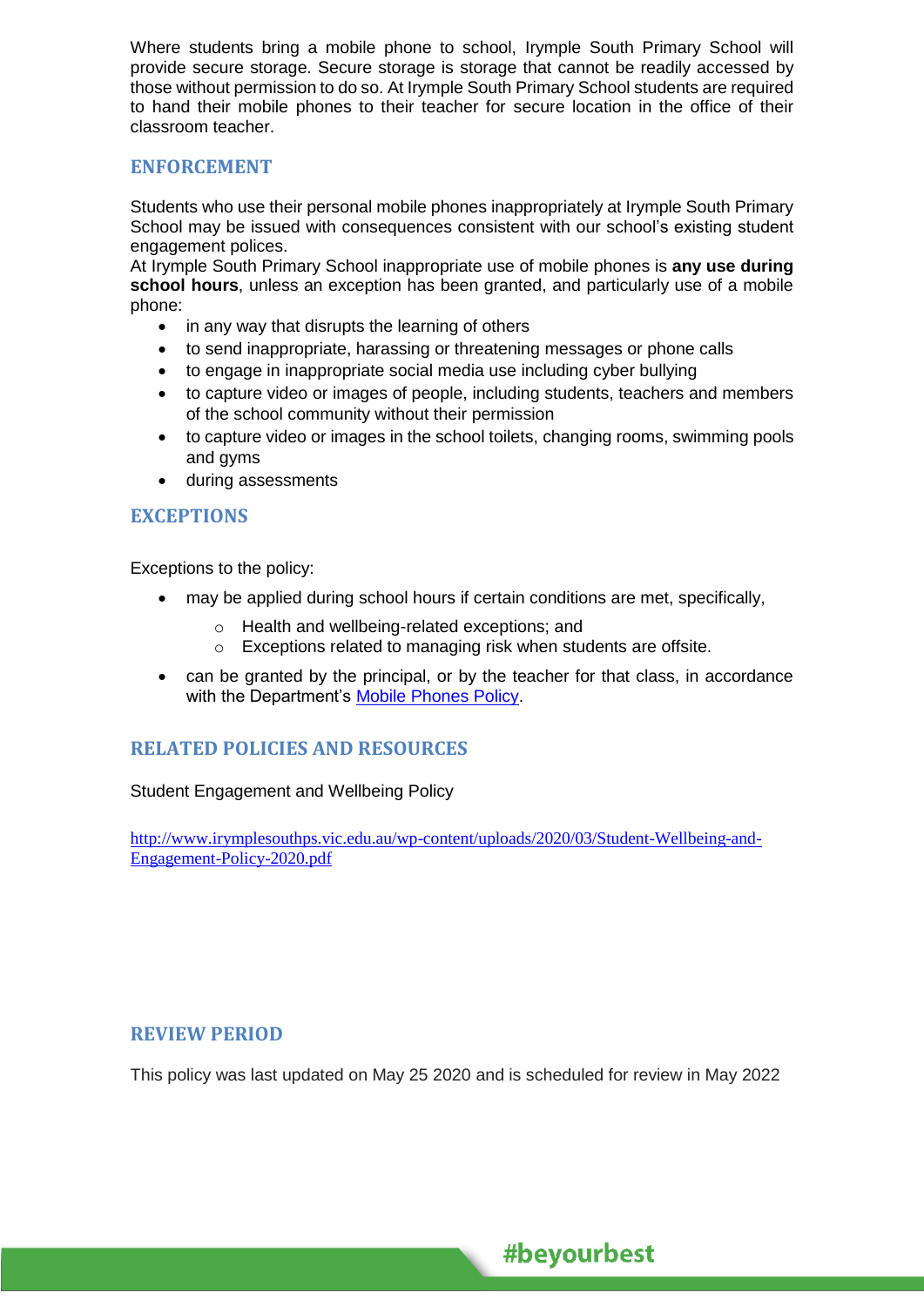Where students bring a mobile phone to school, Irymple South Primary School will provide secure storage. Secure storage is storage that cannot be readily accessed by those without permission to do so. At Irymple South Primary School students are required to hand their mobile phones to their teacher for secure location in the office of their classroom teacher.

## ENFORCEMENT

Students who use their personal mobile phones inappropriately at Irymple South Primary School may be issued with consequences consistent with our school's existing student engagement polices.
At Irymple South Primary School inappropriate use of mobile phones is **any use during school hours**, unless an exception has been granted, and particularly use of a mobile phone:

- in any way that disrupts the learning of others
- to send inappropriate, harassing or threatening messages or phone calls
- to engage in inappropriate social media use including cyber bullying
- to capture video or images of people, including students, teachers and members of the school community without their permission
- to capture video or images in the school toilets, changing rooms, swimming pools and gyms
- during assessments

## EXCEPTIONS

Exceptions to the policy:

- may be applied during school hours if certain conditions are met, specifically,
  - Health and wellbeing-related exceptions; and
  - Exceptions related to managing risk when students are offsite.
- can be granted by the principal, or by the teacher for that class, in accordance with the Department's [Mobile Phones Policy](Mobile Phones Policy).

## RELATED POLICIES AND RESOURCES

Student Engagement and Wellbeing Policy

http://www.irymplesouthps.vic.edu.au/wp-content/uploads/2020/03/Student-Wellbeing-and-Engagement-Policy-2020.pdf

## REVIEW PERIOD

This policy was last updated on May 25 2020 and is scheduled for review in May 2022

#beyourbest